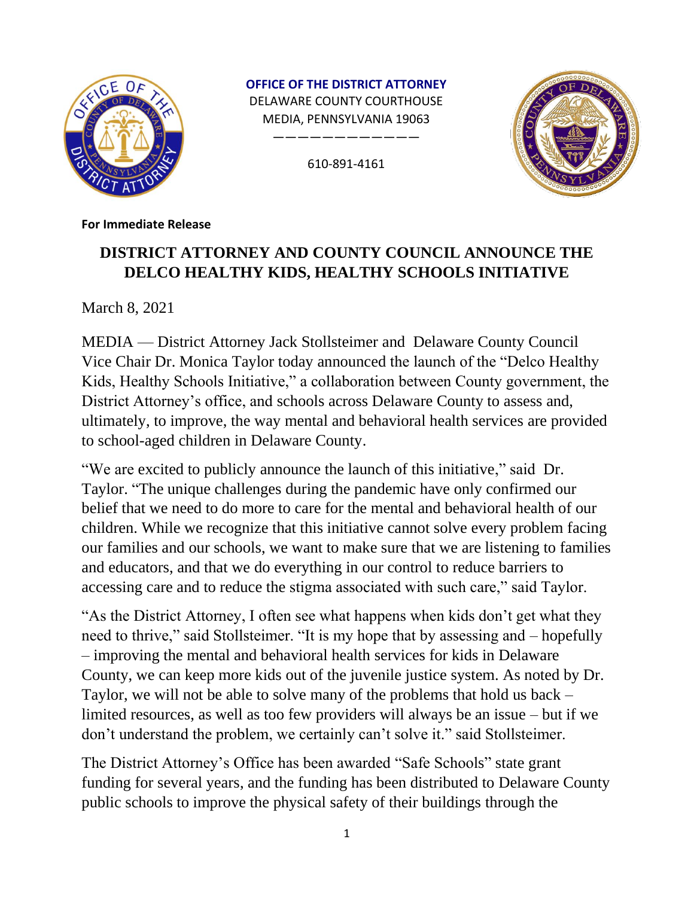**OFFICE OF THE DISTRICT ATTORNEY**
DELAWARE COUNTY COURTHOUSE
MEDIA, PENNSYLVANIA 19063

610-891-4161

**For Immediate Release**

# DISTRICT ATTORNEY AND COUNTY COUNCIL ANNOUNCE THE DELCO HEALTHY KIDS, HEALTHY SCHOOLS INITIATIVE

March 8, 2021

MEDIA — District Attorney Jack Stollsteimer and Delaware County Council Vice Chair Dr. Monica Taylor today announced the launch of the "Delco Healthy Kids, Healthy Schools Initiative," a collaboration between County government, the District Attorney's office, and schools across Delaware County to assess and, ultimately, to improve, the way mental and behavioral health services are provided to school-aged children in Delaware County.

"We are excited to publicly announce the launch of this initiative," said Dr. Taylor. "The unique challenges during the pandemic have only confirmed our belief that we need to do more to care for the mental and behavioral health of our children. While we recognize that this initiative cannot solve every problem facing our families and our schools, we want to make sure that we are listening to families and educators, and that we do everything in our control to reduce barriers to accessing care and to reduce the stigma associated with such care," said Taylor.

"As the District Attorney, I often see what happens when kids don't get what they need to thrive," said Stollsteimer. "It is my hope that by assessing and – hopefully – improving the mental and behavioral health services for kids in Delaware County, we can keep more kids out of the juvenile justice system. As noted by Dr. Taylor, we will not be able to solve many of the problems that hold us back – limited resources, as well as too few providers will always be an issue – but if we don't understand the problem, we certainly can't solve it." said Stollsteimer.

The District Attorney's Office has been awarded "Safe Schools" state grant funding for several years, and the funding has been distributed to Delaware County public schools to improve the physical safety of their buildings through the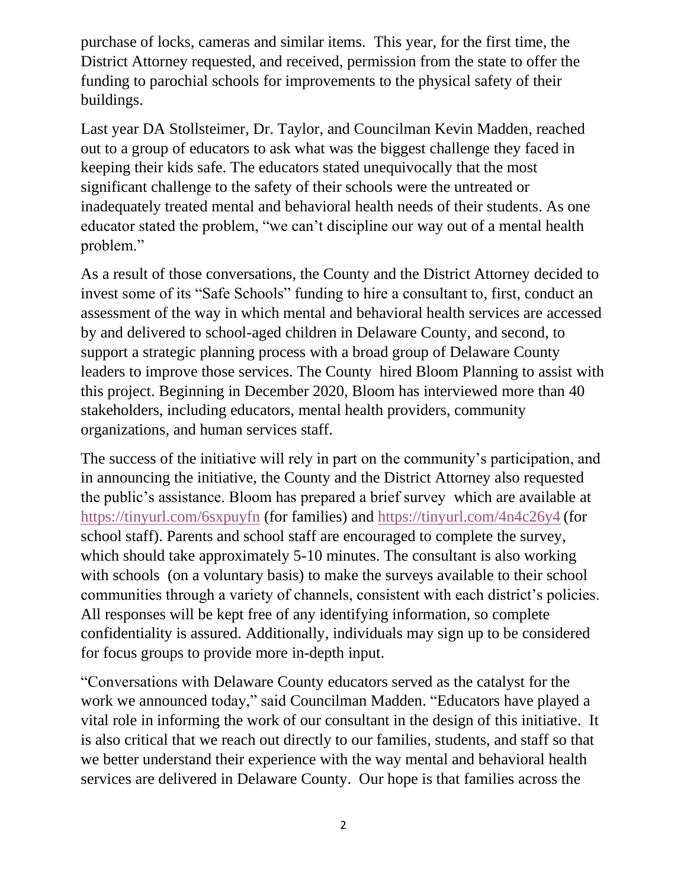purchase of locks, cameras and similar items. This year, for the first time, the District Attorney requested, and received, permission from the state to offer the funding to parochial schools for improvements to the physical safety of their buildings.

Last year DA Stollsteimer, Dr. Taylor, and Councilman Kevin Madden, reached out to a group of educators to ask what was the biggest challenge they faced in keeping their kids safe. The educators stated unequivocally that the most significant challenge to the safety of their schools were the untreated or inadequately treated mental and behavioral health needs of their students. As one educator stated the problem, "we can't discipline our way out of a mental health problem."

As a result of those conversations, the County and the District Attorney decided to invest some of its "Safe Schools" funding to hire a consultant to, first, conduct an assessment of the way in which mental and behavioral health services are accessed by and delivered to school-aged children in Delaware County, and second, to support a strategic planning process with a broad group of Delaware County leaders to improve those services. The County hired Bloom Planning to assist with this project. Beginning in December 2020, Bloom has interviewed more than 40 stakeholders, including educators, mental health providers, community organizations, and human services staff.

The success of the initiative will rely in part on the community's participation, and in announcing the initiative, the County and the District Attorney also requested the public's assistance. Bloom has prepared a brief survey which are available at https://tinyurl.com/6sxpuyfn (for families) and https://tinyurl.com/4n4c26y4 (for school staff). Parents and school staff are encouraged to complete the survey, which should take approximately 5-10 minutes. The consultant is also working with schools (on a voluntary basis) to make the surveys available to their school communities through a variety of channels, consistent with each district's policies. All responses will be kept free of any identifying information, so complete confidentiality is assured. Additionally, individuals may sign up to be considered for focus groups to provide more in-depth input.

"Conversations with Delaware County educators served as the catalyst for the work we announced today," said Councilman Madden. "Educators have played a vital role in informing the work of our consultant in the design of this initiative. It is also critical that we reach out directly to our families, students, and staff so that we better understand their experience with the way mental and behavioral health services are delivered in Delaware County. Our hope is that families across the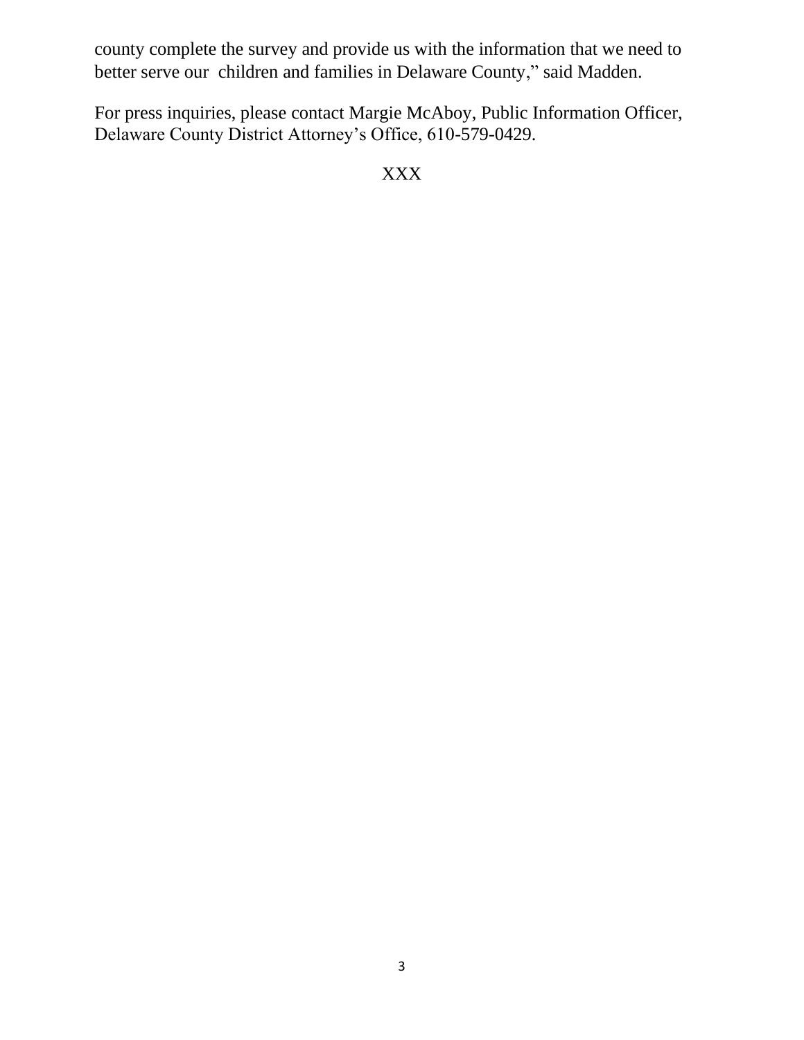county complete the survey and provide us with the information that we need to better serve our children and families in Delaware County," said Madden.

For press inquiries, please contact Margie McAboy, Public Information Officer, Delaware County District Attorney's Office, 610-579-0429.

XXX